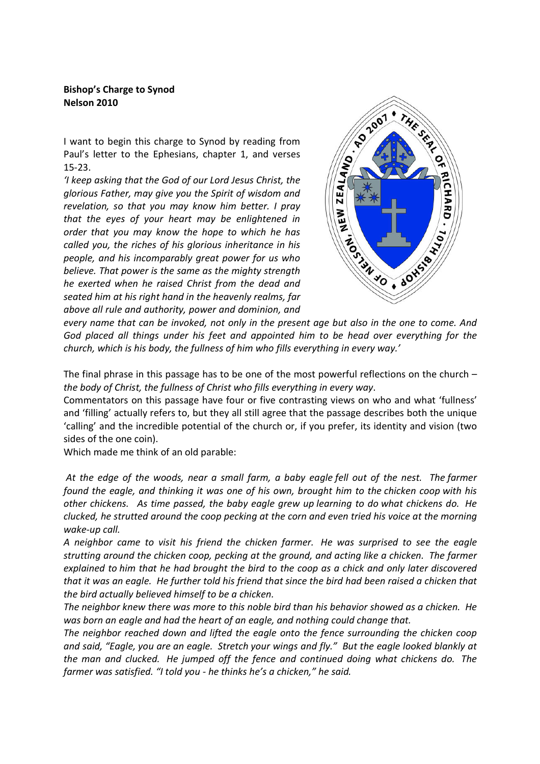**Bishop's Charge to Synod**
**Nelson 2010**

I want to begin this charge to Synod by reading from Paul's letter to the Ephesians, chapter 1, and verses 15-23.

*'I keep asking that the God of our Lord Jesus Christ, the glorious Father, may give you the Spirit of wisdom and revelation, so that you may know him better. I pray that the eyes of your heart may be enlightened in order that you may know the hope to which he has called you, the riches of his glorious inheritance in his people, and his incomparably great power for us who believe. That power is the same as the mighty strength he exerted when he raised Christ from the dead and seated him at his right hand in the heavenly realms, far above all rule and authority, power and dominion, and every name that can be invoked, not only in the present age but also in the one to come. And God placed all things under his feet and appointed him to be head over everything for the church, which is his body, the fullness of him who fills everything in every way.'*

The final phrase in this passage has to be one of the most powerful reflections on the church – *the body of Christ, the fullness of Christ who fills everything in every way*.

Commentators on this passage have four or five contrasting views on who and what 'fullness' and 'filling' actually refers to, but they all still agree that the passage describes both the unique 'calling' and the incredible potential of the church or, if you prefer, its identity and vision (two sides of the one coin).

Which made me think of an old parable:

*At the edge of the woods, near a small farm, a baby eagle fell out of the nest. The farmer found the eagle, and thinking it was one of his own, brought him to the chicken coop with his other chickens. As time passed, the baby eagle grew up learning to do what chickens do. He clucked, he strutted around the coop pecking at the corn and even tried his voice at the morning wake-up call.*

*A neighbor came to visit his friend the chicken farmer. He was surprised to see the eagle strutting around the chicken coop, pecking at the ground, and acting like a chicken. The farmer explained to him that he had brought the bird to the coop as a chick and only later discovered that it was an eagle. He further told his friend that since the bird had been raised a chicken that the bird actually believed himself to be a chicken.*

*The neighbor knew there was more to this noble bird than his behavior showed as a chicken. He was born an eagle and had the heart of an eagle, and nothing could change that.*

*The neighbor reached down and lifted the eagle onto the fence surrounding the chicken coop and said, "Eagle, you are an eagle. Stretch your wings and fly." But the eagle looked blankly at the man and clucked. He jumped off the fence and continued doing what chickens do. The farmer was satisfied. "I told you - he thinks he's a chicken," he said.*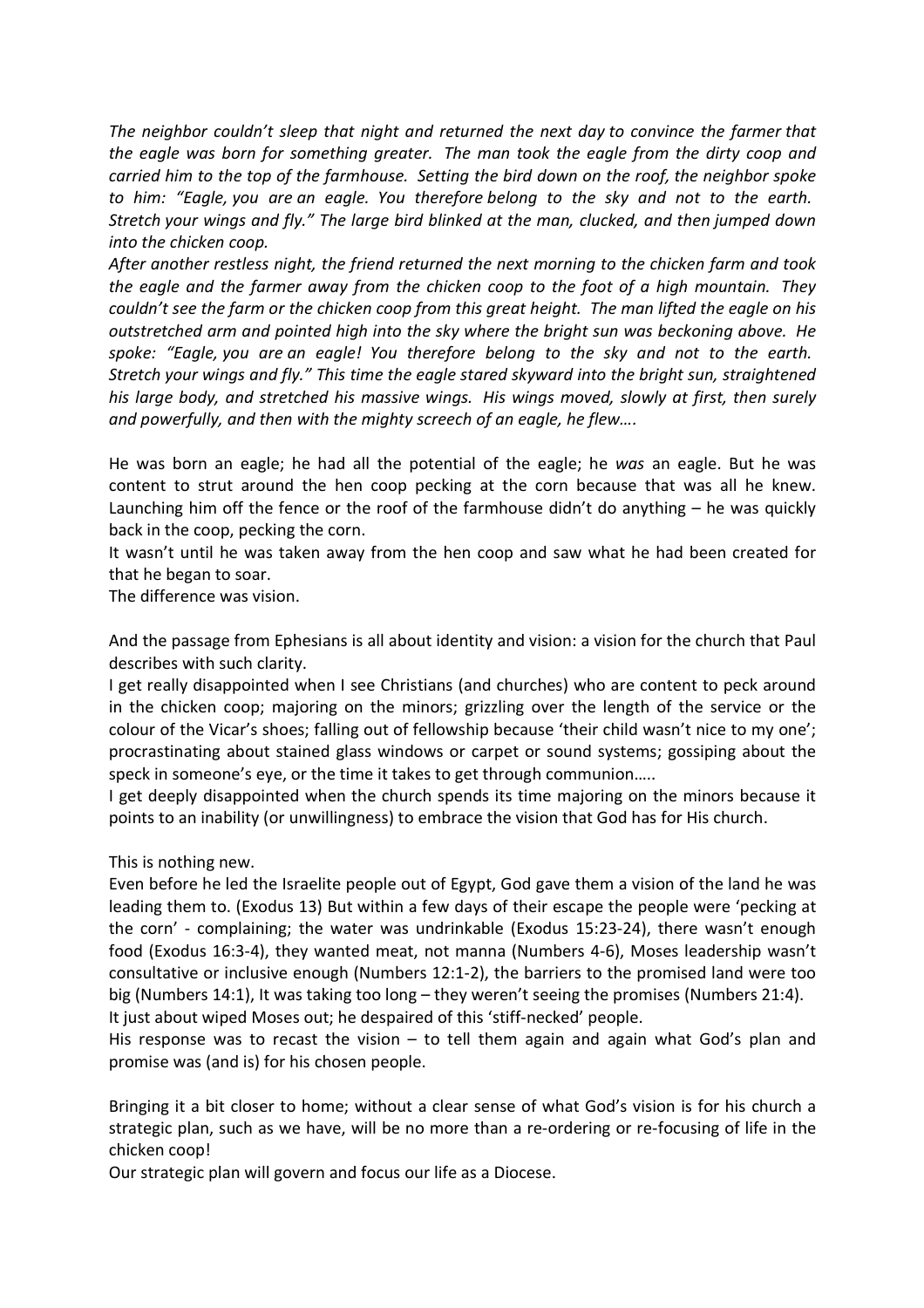*The neighbor couldn't sleep that night and returned the next day to convince the farmer that the eagle was born for something greater. The man took the eagle from the dirty coop and carried him to the top of the farmhouse. Setting the bird down on the roof, the neighbor spoke to him: "Eagle, you are an eagle. You therefore belong to the sky and not to the earth. Stretch your wings and fly." The large bird blinked at the man, clucked, and then jumped down into the chicken coop.*

*After another restless night, the friend returned the next morning to the chicken farm and took the eagle and the farmer away from the chicken coop to the foot of a high mountain. They couldn't see the farm or the chicken coop from this great height. The man lifted the eagle on his outstretched arm and pointed high into the sky where the bright sun was beckoning above. He spoke: "Eagle, you are an eagle! You therefore belong to the sky and not to the earth. Stretch your wings and fly." This time the eagle stared skyward into the bright sun, straightened his large body, and stretched his massive wings. His wings moved, slowly at first, then surely and powerfully, and then with the mighty screech of an eagle, he flew….*

He was born an eagle; he had all the potential of the eagle; he *was* an eagle. But he was content to strut around the hen coop pecking at the corn because that was all he knew. Launching him off the fence or the roof of the farmhouse didn't do anything – he was quickly back in the coop, pecking the corn.

It wasn't until he was taken away from the hen coop and saw what he had been created for that he began to soar.

The difference was vision.

And the passage from Ephesians is all about identity and vision: a vision for the church that Paul describes with such clarity.

I get really disappointed when I see Christians (and churches) who are content to peck around in the chicken coop; majoring on the minors; grizzling over the length of the service or the colour of the Vicar's shoes; falling out of fellowship because 'their child wasn't nice to my one'; procrastinating about stained glass windows or carpet or sound systems; gossiping about the speck in someone's eye, or the time it takes to get through communion…..

I get deeply disappointed when the church spends its time majoring on the minors because it points to an inability (or unwillingness) to embrace the vision that God has for His church.

This is nothing new.

Even before he led the Israelite people out of Egypt, God gave them a vision of the land he was leading them to. (Exodus 13) But within a few days of their escape the people were 'pecking at the corn' - complaining; the water was undrinkable (Exodus 15:23-24), there wasn't enough food (Exodus 16:3-4), they wanted meat, not manna (Numbers 4-6), Moses leadership wasn't consultative or inclusive enough (Numbers 12:1-2), the barriers to the promised land were too big (Numbers 14:1), It was taking too long – they weren't seeing the promises (Numbers 21:4).

It just about wiped Moses out; he despaired of this 'stiff-necked' people.

His response was to recast the vision – to tell them again and again what God's plan and promise was (and is) for his chosen people.

Bringing it a bit closer to home; without a clear sense of what God's vision is for his church a strategic plan, such as we have, will be no more than a re-ordering or re-focusing of life in the chicken coop!

Our strategic plan will govern and focus our life as a Diocese.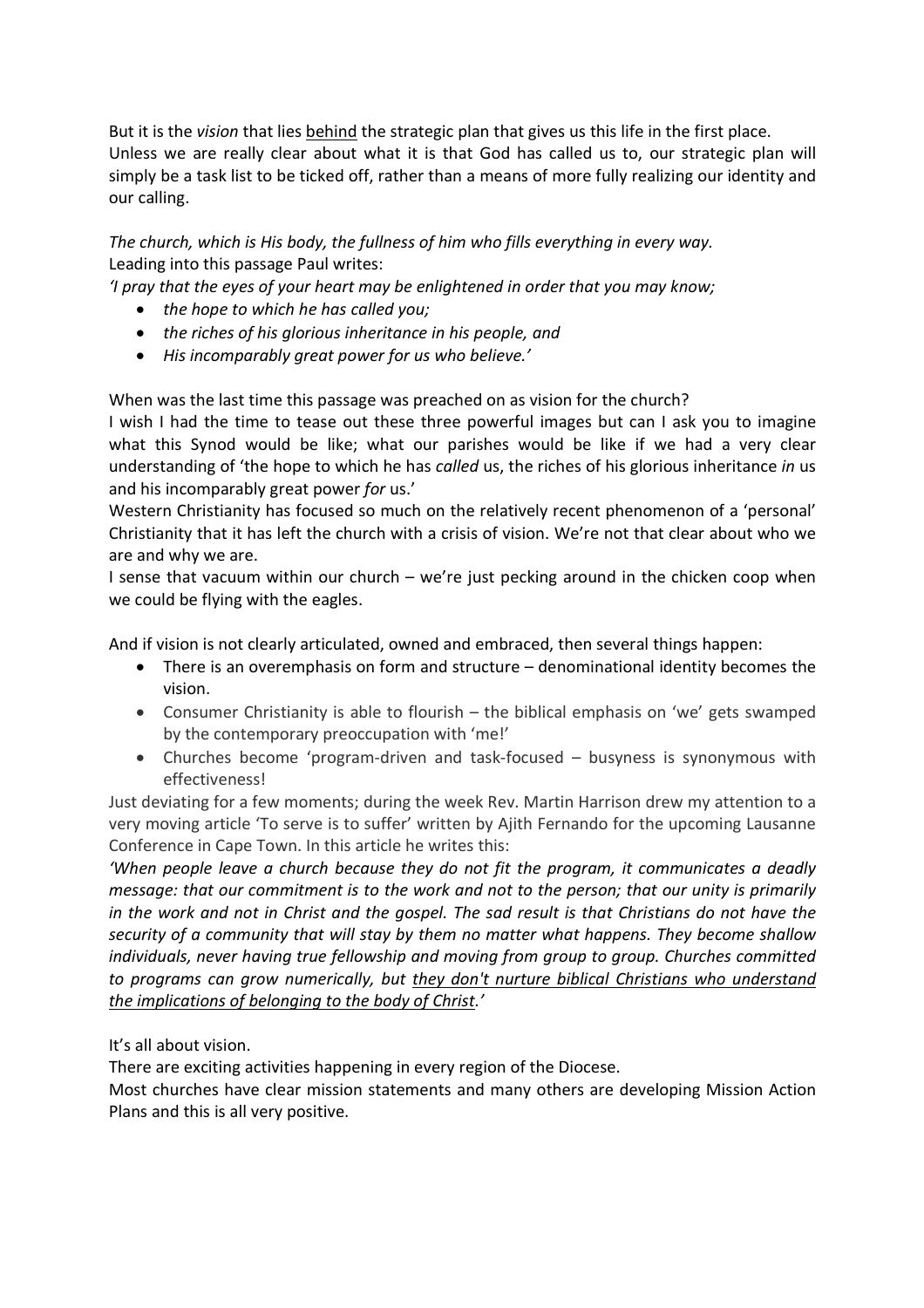But it is the *vision* that lies <u>behind</u> the strategic plan that gives us this life in the first place. Unless we are really clear about what it is that God has called us to, our strategic plan will simply be a task list to be ticked off, rather than a means of more fully realizing our identity and our calling.

*The church, which is His body, the fullness of him who fills everything in every way.*
Leading into this passage Paul writes:
*'I pray that the eyes of your heart may be enlightened in order that you may know;*

- *the hope to which he has called you;*
- *the riches of his glorious inheritance in his people, and*
- *His incomparably great power for us who believe.'*

When was the last time this passage was preached on as vision for the church?
I wish I had the time to tease out these three powerful images but can I ask you to imagine what this Synod would be like; what our parishes would be like if we had a very clear understanding of 'the hope to which he has *called* us, the riches of his glorious inheritance *in* us and his incomparably great power *for* us.'
Western Christianity has focused so much on the relatively recent phenomenon of a 'personal' Christianity that it has left the church with a crisis of vision. We're not that clear about who we are and why we are.
I sense that vacuum within our church – we're just pecking around in the chicken coop when we could be flying with the eagles.

And if vision is not clearly articulated, owned and embraced, then several things happen:

- There is an overemphasis on form and structure – denominational identity becomes the vision.
- Consumer Christianity is able to flourish – the biblical emphasis on 'we' gets swamped by the contemporary preoccupation with 'me!'
- Churches become 'program-driven and task-focused – busyness is synonymous with effectiveness!

Just deviating for a few moments; during the week Rev. Martin Harrison drew my attention to a very moving article 'To serve is to suffer' written by Ajith Fernando for the upcoming Lausanne Conference in Cape Town. In this article he writes this:
*'When people leave a church because they do not fit the program, it communicates a deadly message: that our commitment is to the work and not to the person; that our unity is primarily in the work and not in Christ and the gospel. The sad result is that Christians do not have the security of a community that will stay by them no matter what happens. They become shallow individuals, never having true fellowship and moving from group to group. Churches committed to programs can grow numerically, but <u>they don't nurture biblical Christians who understand the implications of belonging to the body of Christ</u>.'*

It's all about vision.
There are exciting activities happening in every region of the Diocese.
Most churches have clear mission statements and many others are developing Mission Action Plans and this is all very positive.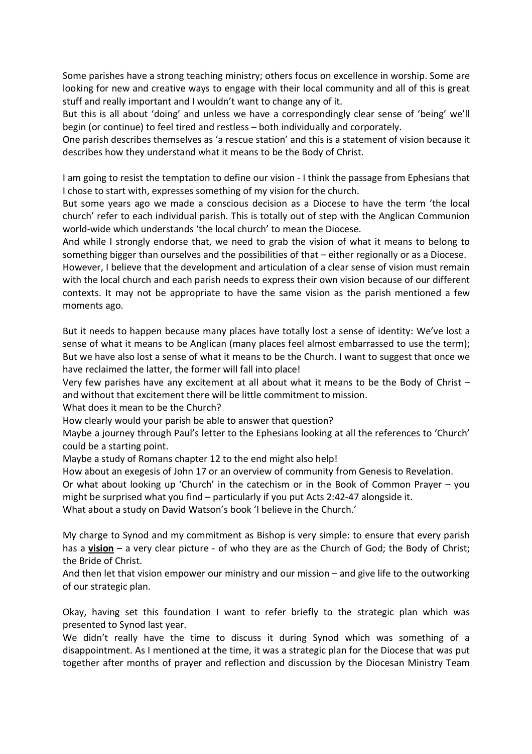Some parishes have a strong teaching ministry; others focus on excellence in worship. Some are looking for new and creative ways to engage with their local community and all of this is great stuff and really important and I wouldn't want to change any of it.
But this is all about 'doing' and unless we have a correspondingly clear sense of 'being' we'll begin (or continue) to feel tired and restless – both individually and corporately.
One parish describes themselves as 'a rescue station' and this is a statement of vision because it describes how they understand what it means to be the Body of Christ.

I am going to resist the temptation to define our vision - I think the passage from Ephesians that I chose to start with, expresses something of my vision for the church.
But some years ago we made a conscious decision as a Diocese to have the term 'the local church' refer to each individual parish. This is totally out of step with the Anglican Communion world-wide which understands 'the local church' to mean the Diocese.
And while I strongly endorse that, we need to grab the vision of what it means to belong to something bigger than ourselves and the possibilities of that – either regionally or as a Diocese.
However, I believe that the development and articulation of a clear sense of vision must remain with the local church and each parish needs to express their own vision because of our different contexts. It may not be appropriate to have the same vision as the parish mentioned a few moments ago.

But it needs to happen because many places have totally lost a sense of identity: We've lost a sense of what it means to be Anglican (many places feel almost embarrassed to use the term); But we have also lost a sense of what it means to be the Church. I want to suggest that once we have reclaimed the latter, the former will fall into place!
Very few parishes have any excitement at all about what it means to be the Body of Christ – and without that excitement there will be little commitment to mission.
What does it mean to be the Church?
How clearly would your parish be able to answer that question?
Maybe a journey through Paul's letter to the Ephesians looking at all the references to 'Church' could be a starting point.
Maybe a study of Romans chapter 12 to the end might also help!
How about an exegesis of John 17 or an overview of community from Genesis to Revelation.
Or what about looking up 'Church' in the catechism or in the Book of Common Prayer – you might be surprised what you find – particularly if you put Acts 2:42-47 alongside it.
What about a study on David Watson's book 'I believe in the Church.'

My charge to Synod and my commitment as Bishop is very simple: to ensure that every parish has a **<u>vision</u>** – a very clear picture - of who they are as the Church of God; the Body of Christ; the Bride of Christ.
And then let that vision empower our ministry and our mission – and give life to the outworking of our strategic plan.

Okay, having set this foundation I want to refer briefly to the strategic plan which was presented to Synod last year.
We didn't really have the time to discuss it during Synod which was something of a disappointment. As I mentioned at the time, it was a strategic plan for the Diocese that was put together after months of prayer and reflection and discussion by the Diocesan Ministry Team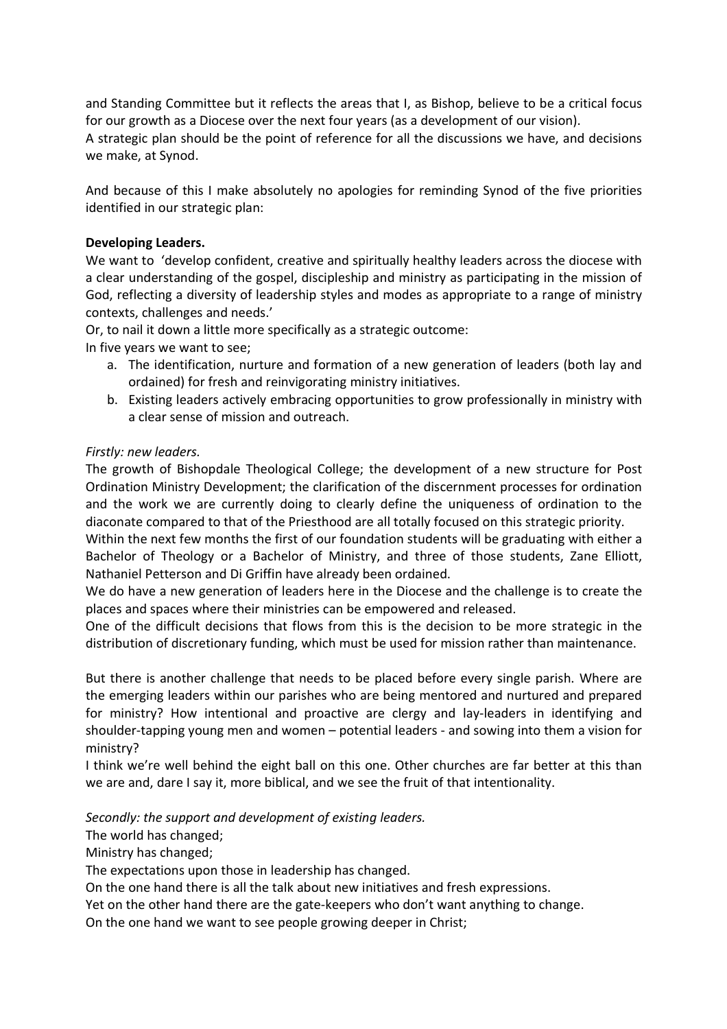and Standing Committee but it reflects the areas that I, as Bishop, believe to be a critical focus for our growth as a Diocese over the next four years (as a development of our vision).
A strategic plan should be the point of reference for all the discussions we have, and decisions we make, at Synod.

And because of this I make absolutely no apologies for reminding Synod of the five priorities identified in our strategic plan:

**Developing Leaders.**

We want to 'develop confident, creative and spiritually healthy leaders across the diocese with a clear understanding of the gospel, discipleship and ministry as participating in the mission of God, reflecting a diversity of leadership styles and modes as appropriate to a range of ministry contexts, challenges and needs.'
Or, to nail it down a little more specifically as a strategic outcome:
In five years we want to see;

a. The identification, nurture and formation of a new generation of leaders (both lay and ordained) for fresh and reinvigorating ministry initiatives.
b. Existing leaders actively embracing opportunities to grow professionally in ministry with a clear sense of mission and outreach.

*Firstly: new leaders.*

The growth of Bishopdale Theological College; the development of a new structure for Post Ordination Ministry Development; the clarification of the discernment processes for ordination and the work we are currently doing to clearly define the uniqueness of ordination to the diaconate compared to that of the Priesthood are all totally focused on this strategic priority.
Within the next few months the first of our foundation students will be graduating with either a Bachelor of Theology or a Bachelor of Ministry, and three of those students, Zane Elliott, Nathaniel Petterson and Di Griffin have already been ordained.
We do have a new generation of leaders here in the Diocese and the challenge is to create the places and spaces where their ministries can be empowered and released.
One of the difficult decisions that flows from this is the decision to be more strategic in the distribution of discretionary funding, which must be used for mission rather than maintenance.

But there is another challenge that needs to be placed before every single parish. Where are the emerging leaders within our parishes who are being mentored and nurtured and prepared for ministry? How intentional and proactive are clergy and lay-leaders in identifying and shoulder-tapping young men and women – potential leaders - and sowing into them a vision for ministry?
I think we're well behind the eight ball on this one. Other churches are far better at this than we are and, dare I say it, more biblical, and we see the fruit of that intentionality.

*Secondly: the support and development of existing leaders.*

The world has changed;
Ministry has changed;
The expectations upon those in leadership has changed.
On the one hand there is all the talk about new initiatives and fresh expressions.
Yet on the other hand there are the gate-keepers who don't want anything to change.
On the one hand we want to see people growing deeper in Christ;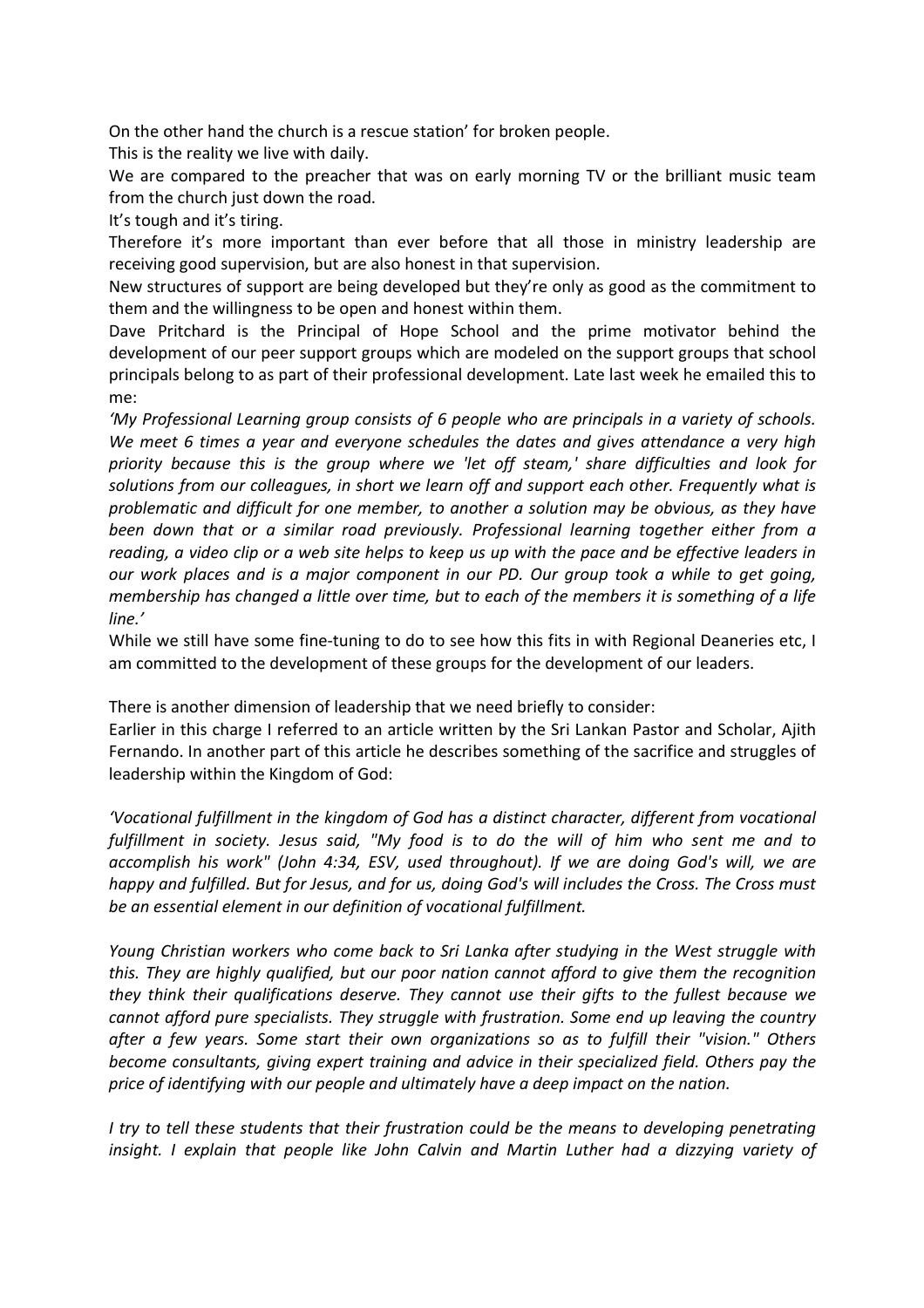On the other hand the church is a rescue station' for broken people.

This is the reality we live with daily.

We are compared to the preacher that was on early morning TV or the brilliant music team from the church just down the road.

It's tough and it's tiring.

Therefore it's more important than ever before that all those in ministry leadership are receiving good supervision, but are also honest in that supervision.

New structures of support are being developed but they're only as good as the commitment to them and the willingness to be open and honest within them.

Dave Pritchard is the Principal of Hope School and the prime motivator behind the development of our peer support groups which are modeled on the support groups that school principals belong to as part of their professional development. Late last week he emailed this to me:

*'My Professional Learning group consists of 6 people who are principals in a variety of schools. We meet 6 times a year and everyone schedules the dates and gives attendance a very high priority because this is the group where we 'let off steam,' share difficulties and look for solutions from our colleagues, in short we learn off and support each other. Frequently what is problematic and difficult for one member, to another a solution may be obvious, as they have been down that or a similar road previously. Professional learning together either from a reading, a video clip or a web site helps to keep us up with the pace and be effective leaders in our work places and is a major component in our PD. Our group took a while to get going, membership has changed a little over time, but to each of the members it is something of a life line.'*

While we still have some fine-tuning to do to see how this fits in with Regional Deaneries etc, I am committed to the development of these groups for the development of our leaders.

There is another dimension of leadership that we need briefly to consider:

Earlier in this charge I referred to an article written by the Sri Lankan Pastor and Scholar, Ajith Fernando. In another part of this article he describes something of the sacrifice and struggles of leadership within the Kingdom of God:

*'Vocational fulfillment in the kingdom of God has a distinct character, different from vocational fulfillment in society. Jesus said, "My food is to do the will of him who sent me and to accomplish his work" (John 4:34, ESV, used throughout). If we are doing God's will, we are happy and fulfilled. But for Jesus, and for us, doing God's will includes the Cross. The Cross must be an essential element in our definition of vocational fulfillment.*

*Young Christian workers who come back to Sri Lanka after studying in the West struggle with this. They are highly qualified, but our poor nation cannot afford to give them the recognition they think their qualifications deserve. They cannot use their gifts to the fullest because we cannot afford pure specialists. They struggle with frustration. Some end up leaving the country after a few years. Some start their own organizations so as to fulfill their "vision." Others become consultants, giving expert training and advice in their specialized field. Others pay the price of identifying with our people and ultimately have a deep impact on the nation.*

*I try to tell these students that their frustration could be the means to developing penetrating insight. I explain that people like John Calvin and Martin Luther had a dizzying variety of*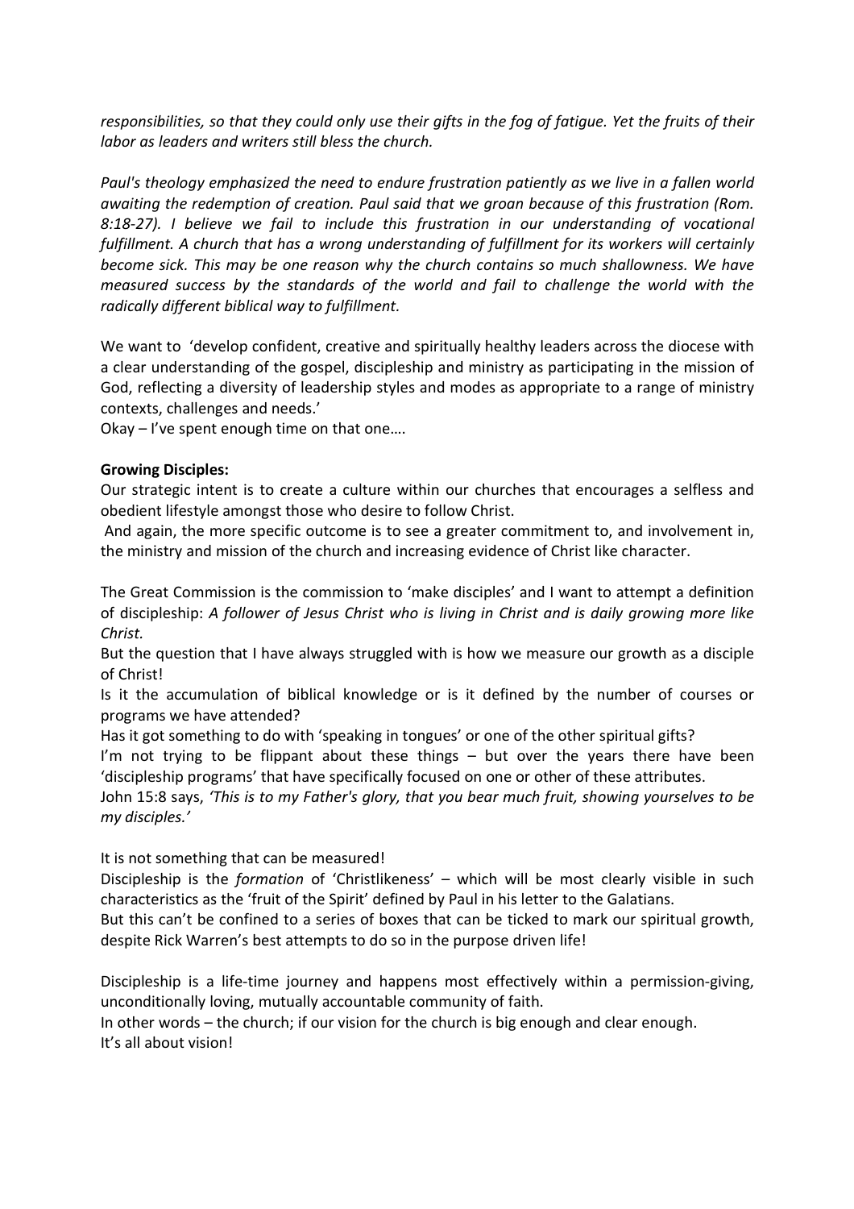*responsibilities, so that they could only use their gifts in the fog of fatigue. Yet the fruits of their labor as leaders and writers still bless the church.*

*Paul's theology emphasized the need to endure frustration patiently as we live in a fallen world awaiting the redemption of creation. Paul said that we groan because of this frustration (Rom. 8:18-27). I believe we fail to include this frustration in our understanding of vocational fulfillment. A church that has a wrong understanding of fulfillment for its workers will certainly become sick. This may be one reason why the church contains so much shallowness. We have measured success by the standards of the world and fail to challenge the world with the radically different biblical way to fulfillment.*

We want to 'develop confident, creative and spiritually healthy leaders across the diocese with a clear understanding of the gospel, discipleship and ministry as participating in the mission of God, reflecting a diversity of leadership styles and modes as appropriate to a range of ministry contexts, challenges and needs.'
Okay – I've spent enough time on that one….

**Growing Disciples:**
Our strategic intent is to create a culture within our churches that encourages a selfless and obedient lifestyle amongst those who desire to follow Christ.
And again, the more specific outcome is to see a greater commitment to, and involvement in, the ministry and mission of the church and increasing evidence of Christ like character.

The Great Commission is the commission to 'make disciples' and I want to attempt a definition of discipleship: *A follower of Jesus Christ who is living in Christ and is daily growing more like Christ.*
But the question that I have always struggled with is how we measure our growth as a disciple of Christ!
Is it the accumulation of biblical knowledge or is it defined by the number of courses or programs we have attended?
Has it got something to do with 'speaking in tongues' or one of the other spiritual gifts?
I'm not trying to be flippant about these things – but over the years there have been 'discipleship programs' that have specifically focused on one or other of these attributes.
John 15:8 says, *'This is to my Father's glory, that you bear much fruit, showing yourselves to be my disciples.'*

It is not something that can be measured!
Discipleship is the *formation* of 'Christlikeness' – which will be most clearly visible in such characteristics as the 'fruit of the Spirit' defined by Paul in his letter to the Galatians.
But this can't be confined to a series of boxes that can be ticked to mark our spiritual growth, despite Rick Warren's best attempts to do so in the purpose driven life!

Discipleship is a life-time journey and happens most effectively within a permission-giving, unconditionally loving, mutually accountable community of faith.
In other words – the church; if our vision for the church is big enough and clear enough.
It's all about vision!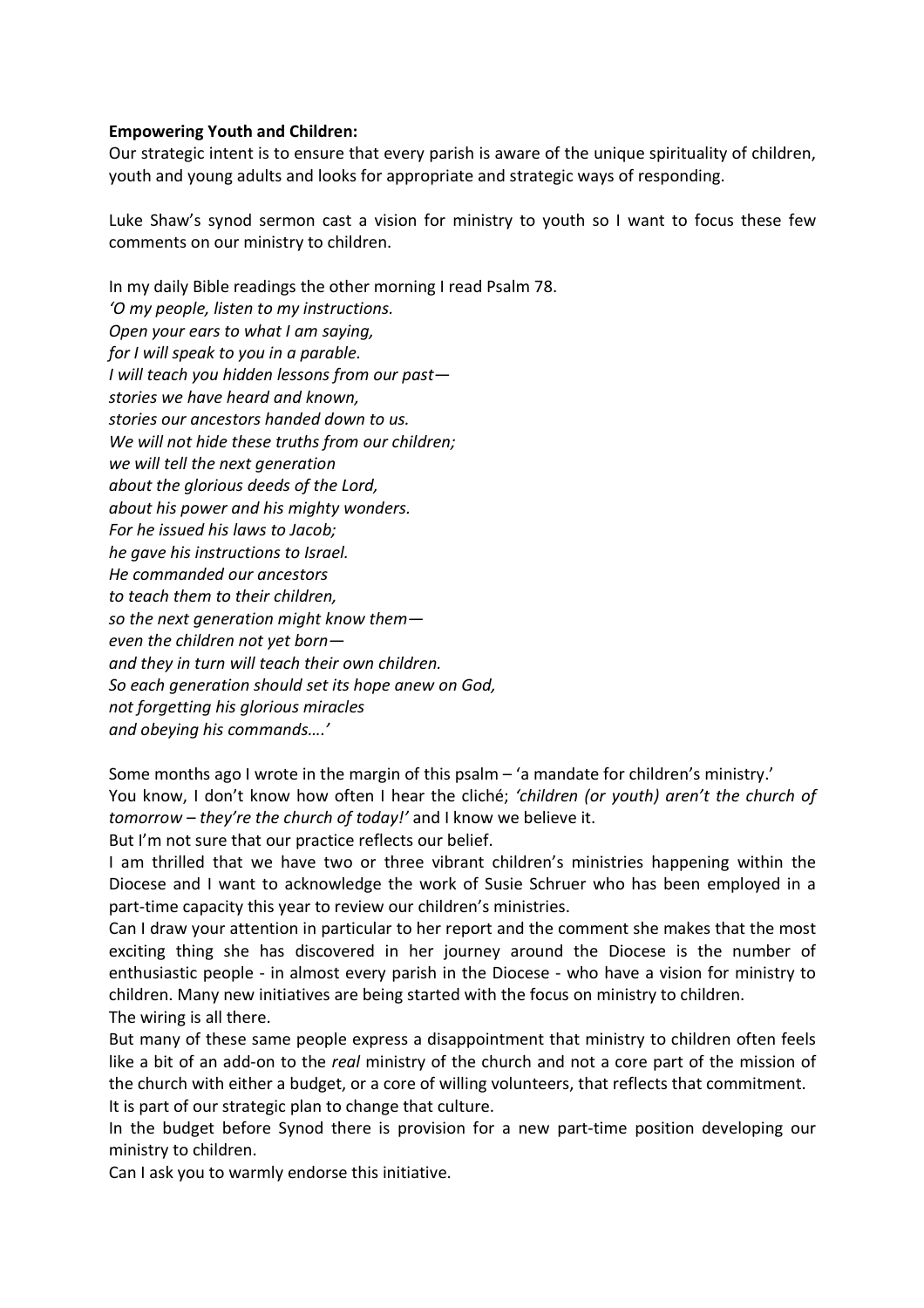**Empowering Youth and Children:**

Our strategic intent is to ensure that every parish is aware of the unique spirituality of children, youth and young adults and looks for appropriate and strategic ways of responding.

Luke Shaw's synod sermon cast a vision for ministry to youth so I want to focus these few comments on our ministry to children.

In my daily Bible readings the other morning I read Psalm 78.
*'O my people, listen to my instructions.*
*Open your ears to what I am saying,*
*for I will speak to you in a parable.*
*I will teach you hidden lessons from our past—*
*stories we have heard and known,*
*stories our ancestors handed down to us.*
*We will not hide these truths from our children;*
*we will tell the next generation*
*about the glorious deeds of the Lord,*
*about his power and his mighty wonders.*
*For he issued his laws to Jacob;*
*he gave his instructions to Israel.*
*He commanded our ancestors*
*to teach them to their children,*
*so the next generation might know them—*
*even the children not yet born—*
*and they in turn will teach their own children.*
*So each generation should set its hope anew on God,*
*not forgetting his glorious miracles*
*and obeying his commands….'*

Some months ago I wrote in the margin of this psalm – 'a mandate for children's ministry.'
You know, I don't know how often I hear the cliché; *'children (or youth) aren't the church of tomorrow – they're the church of today!'* and I know we believe it.
But I'm not sure that our practice reflects our belief.
I am thrilled that we have two or three vibrant children's ministries happening within the Diocese and I want to acknowledge the work of Susie Schruer who has been employed in a part-time capacity this year to review our children's ministries.
Can I draw your attention in particular to her report and the comment she makes that the most exciting thing she has discovered in her journey around the Diocese is the number of enthusiastic people - in almost every parish in the Diocese - who have a vision for ministry to children. Many new initiatives are being started with the focus on ministry to children.
The wiring is all there.
But many of these same people express a disappointment that ministry to children often feels like a bit of an add-on to the *real* ministry of the church and not a core part of the mission of the church with either a budget, or a core of willing volunteers, that reflects that commitment.
It is part of our strategic plan to change that culture.
In the budget before Synod there is provision for a new part-time position developing our ministry to children.
Can I ask you to warmly endorse this initiative.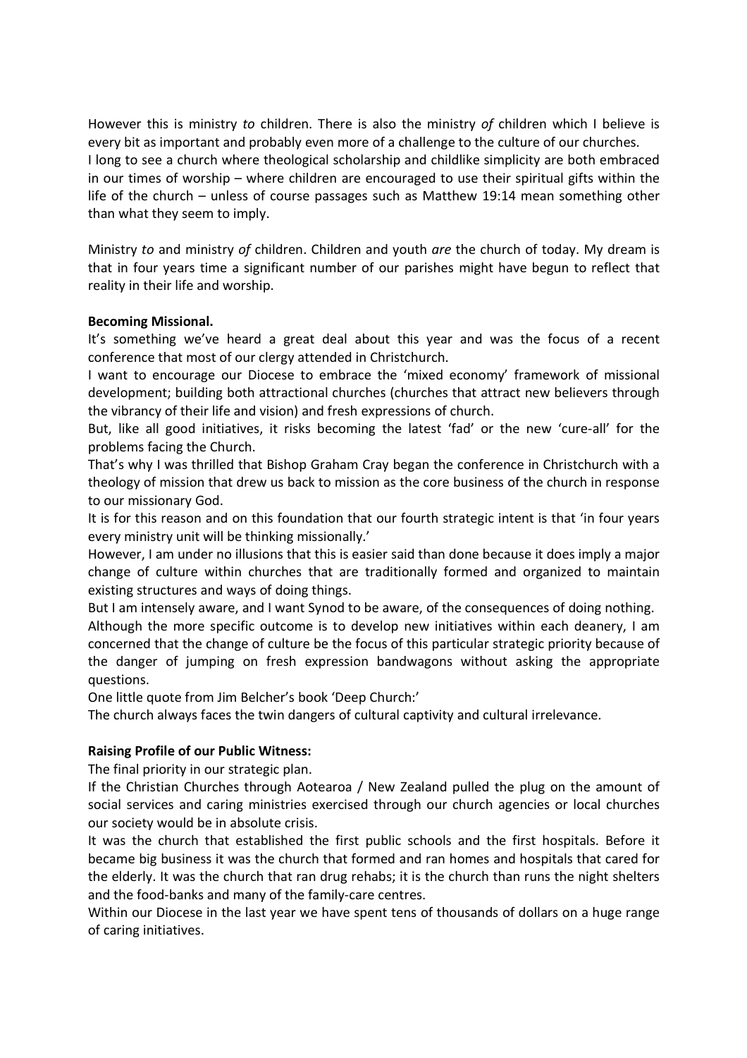However this is ministry *to* children. There is also the ministry *of* children which I believe is every bit as important and probably even more of a challenge to the culture of our churches.
I long to see a church where theological scholarship and childlike simplicity are both embraced in our times of worship – where children are encouraged to use their spiritual gifts within the life of the church – unless of course passages such as Matthew 19:14 mean something other than what they seem to imply.

Ministry *to* and ministry *of* children. Children and youth *are* the church of today. My dream is that in four years time a significant number of our parishes might have begun to reflect that reality in their life and worship.

**Becoming Missional.**
It's something we've heard a great deal about this year and was the focus of a recent conference that most of our clergy attended in Christchurch.
I want to encourage our Diocese to embrace the 'mixed economy' framework of missional development; building both attractional churches (churches that attract new believers through the vibrancy of their life and vision) and fresh expressions of church.
But, like all good initiatives, it risks becoming the latest 'fad' or the new 'cure-all' for the problems facing the Church.
That's why I was thrilled that Bishop Graham Cray began the conference in Christchurch with a theology of mission that drew us back to mission as the core business of the church in response to our missionary God.
It is for this reason and on this foundation that our fourth strategic intent is that 'in four years every ministry unit will be thinking missionally.'
However, I am under no illusions that this is easier said than done because it does imply a major change of culture within churches that are traditionally formed and organized to maintain existing structures and ways of doing things.
But I am intensely aware, and I want Synod to be aware, of the consequences of doing nothing.
Although the more specific outcome is to develop new initiatives within each deanery, I am concerned that the change of culture be the focus of this particular strategic priority because of the danger of jumping on fresh expression bandwagons without asking the appropriate questions.
One little quote from Jim Belcher's book 'Deep Church:'
The church always faces the twin dangers of cultural captivity and cultural irrelevance.

**Raising Profile of our Public Witness:**
The final priority in our strategic plan.
If the Christian Churches through Aotearoa / New Zealand pulled the plug on the amount of social services and caring ministries exercised through our church agencies or local churches our society would be in absolute crisis.
It was the church that established the first public schools and the first hospitals. Before it became big business it was the church that formed and ran homes and hospitals that cared for the elderly. It was the church that ran drug rehabs; it is the church than runs the night shelters and the food-banks and many of the family-care centres.
Within our Diocese in the last year we have spent tens of thousands of dollars on a huge range of caring initiatives.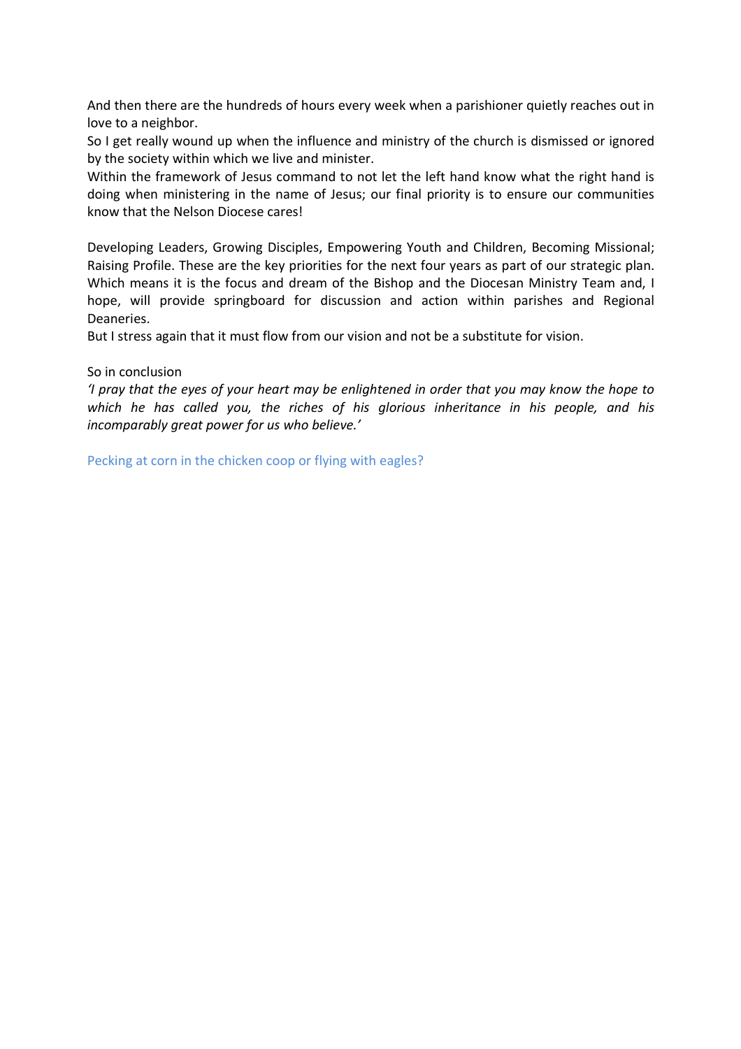And then there are the hundreds of hours every week when a parishioner quietly reaches out in love to a neighbor.

So I get really wound up when the influence and ministry of the church is dismissed or ignored by the society within which we live and minister.

Within the framework of Jesus command to not let the left hand know what the right hand is doing when ministering in the name of Jesus; our final priority is to ensure our communities know that the Nelson Diocese cares!

Developing Leaders, Growing Disciples, Empowering Youth and Children, Becoming Missional; Raising Profile. These are the key priorities for the next four years as part of our strategic plan. Which means it is the focus and dream of the Bishop and the Diocesan Ministry Team and, I hope, will provide springboard for discussion and action within parishes and Regional Deaneries.

But I stress again that it must flow from our vision and not be a substitute for vision.

So in conclusion

*'I pray that the eyes of your heart may be enlightened in order that you may know the hope to which he has called you, the riches of his glorious inheritance in his people, and his incomparably great power for us who believe.'*

Pecking at corn in the chicken coop or flying with eagles?